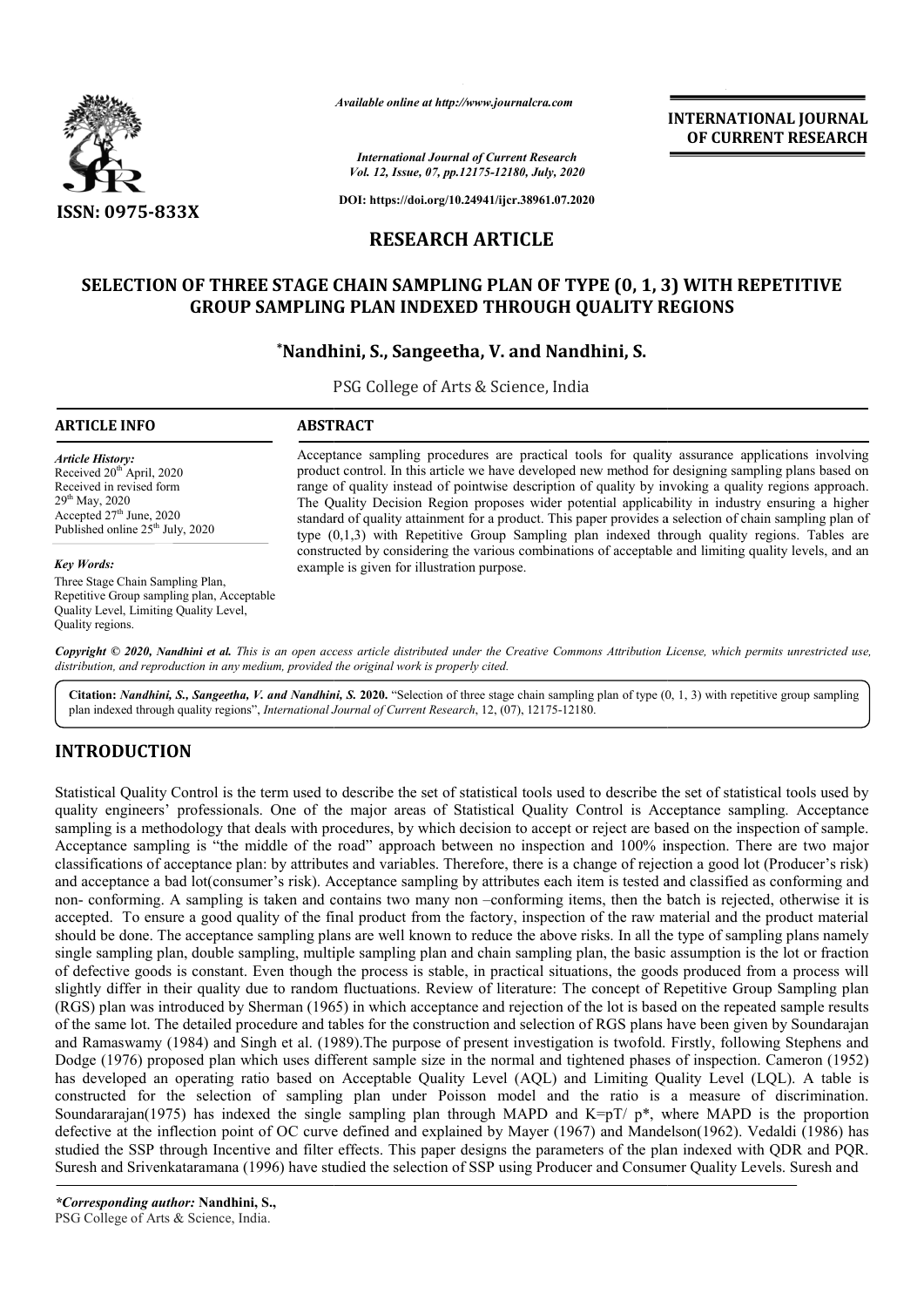*Available online at http://www.journalcra.com*

*International Journal of Current Research*
*Vol. 12, Issue, 07, pp.12175-12180, July, 2020*

**DOI: https://doi.org/10.24941/ijcr.38961.07.2020**

**ISSN: 0975-833X**

**INTERNATIONAL JOURNAL OF CURRENT RESEARCH**

## RESEARCH ARTICLE

# SELECTION OF THREE STAGE CHAIN SAMPLING PLAN OF TYPE (0, 1, 3) WITH REPETITIVE GROUP SAMPLING PLAN INDEXED THROUGH QUALITY REGIONS

**\*Nandhini, S., Sangeetha, V. and Nandhini, S.**

PSG College of Arts & Science, India

### ARTICLE INFO

*Article History:*
Received 20th April, 2020
Received in revised form
29th May, 2020
Accepted 27th June, 2020
Published online 25th July, 2020

*Key Words:*
Three Stage Chain Sampling Plan, Repetitive Group sampling plan, Acceptable Quality Level, Limiting Quality Level, Quality regions.

### ABSTRACT

Acceptance sampling procedures are practical tools for quality assurance applications involving product control. In this article we have developed new method for designing sampling plans based on range of quality instead of pointwise description of quality by invoking a quality regions approach. The Quality Decision Region proposes wider potential applicability in industry ensuring a higher standard of quality attainment for a product. This paper provides a selection of chain sampling plan of type (0,1,3) with Repetitive Group Sampling plan indexed through quality regions. Tables are constructed by considering the various combinations of acceptable and limiting quality levels, and an example is given for illustration purpose.

**Copyright © 2020, Nandhini et al.** *This is an open access article distributed under the Creative Commons Attribution License, which permits unrestricted use, distribution, and reproduction in any medium, provided the original work is properly cited.*

**Citation:** *Nandhini, S., Sangeetha, V. and Nandhini, S.* **2020.** "Selection of three stage chain sampling plan of type (0, 1, 3) with repetitive group sampling plan indexed through quality regions", *International Journal of Current Research*, 12, (07), 12175-12180.

## INTRODUCTION

Statistical Quality Control is the term used to describe the set of statistical tools used to describe the set of statistical tools used by quality engineers' professionals. One of the major areas of Statistical Quality Control is Acceptance sampling. Acceptance sampling is a methodology that deals with procedures, by which decision to accept or reject are based on the inspection of sample. Acceptance sampling is "the middle of the road" approach between no inspection and 100% inspection. There are two major classifications of acceptance plan: by attributes and variables. Therefore, there is a change of rejection a good lot (Producer's risk) and acceptance a bad lot(consumer's risk). Acceptance sampling by attributes each item is tested and classified as conforming and non- conforming. A sampling is taken and contains two many non –conforming items, then the batch is rejected, otherwise it is accepted. To ensure a good quality of the final product from the factory, inspection of the raw material and the product material should be done. The acceptance sampling plans are well known to reduce the above risks. In all the type of sampling plans namely single sampling plan, double sampling, multiple sampling plan and chain sampling plan, the basic assumption is the lot or fraction of defective goods is constant. Even though the process is stable, in practical situations, the goods produced from a process will slightly differ in their quality due to random fluctuations. Review of literature: The concept of Repetitive Group Sampling plan (RGS) plan was introduced by Sherman (1965) in which acceptance and rejection of the lot is based on the repeated sample results of the same lot. The detailed procedure and tables for the construction and selection of RGS plans have been given by Soundarajan and Ramaswamy (1984) and Singh et al. (1989).The purpose of present investigation is twofold. Firstly, following Stephens and Dodge (1976) proposed plan which uses different sample size in the normal and tightened phases of inspection. Cameron (1952) has developed an operating ratio based on Acceptable Quality Level (AQL) and Limiting Quality Level (LQL). A table is constructed for the selection of sampling plan under Poisson model and the ratio is a measure of discrimination. Soundararajan(1975) has indexed the single sampling plan through MAPD and $K=pT/ p^*$, where MAPD is the proportion defective at the inflection point of OC curve defined and explained by Mayer (1967) and Mandelson(1962). Vedaldi (1986) has studied the SSP through Incentive and filter effects. This paper designs the parameters of the plan indexed with QDR and PQR. Suresh and Srivenkataramana (1996) have studied the selection of SSP using Producer and Consumer Quality Levels. Suresh and

***Corresponding author:*** **Nandhini, S.,**
PSG College of Arts & Science, India.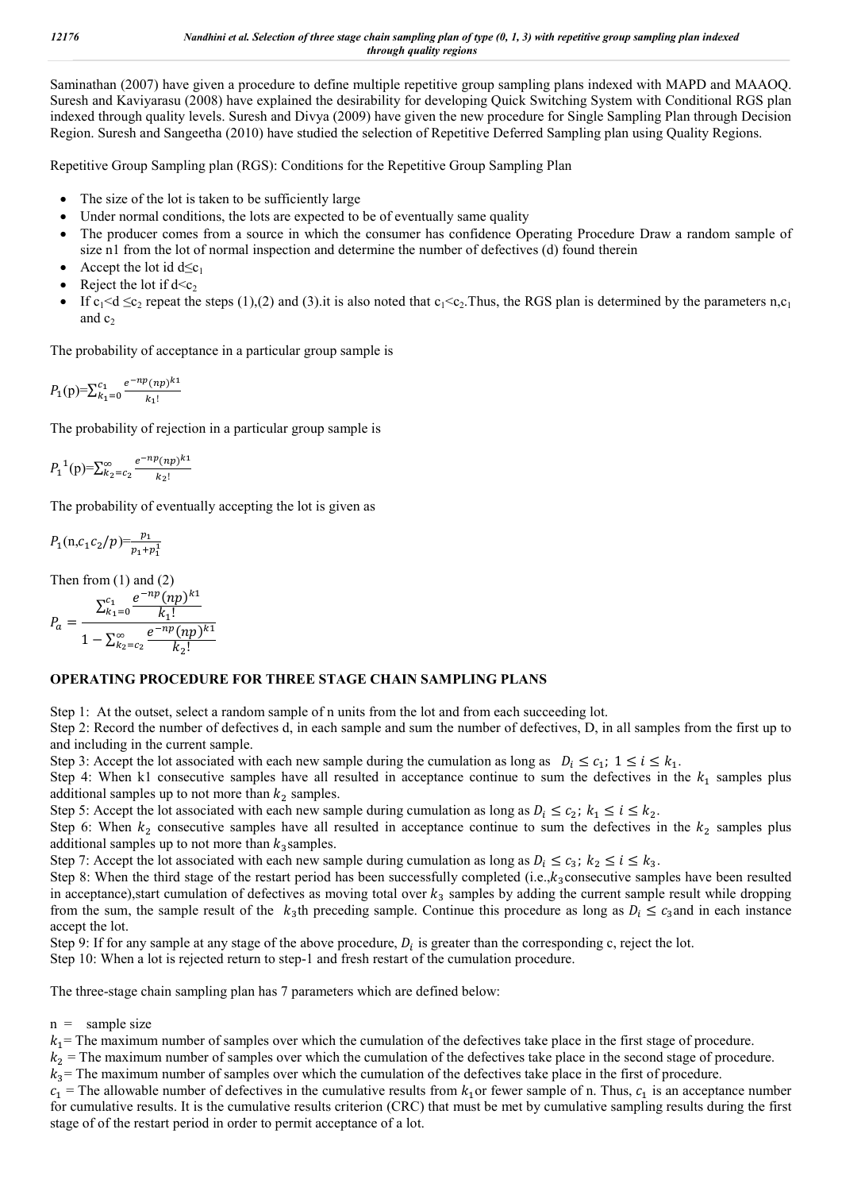Saminathan (2007) have given a procedure to define multiple repetitive group sampling plans indexed with MAPD and MAAOQ. Suresh and Kaviyarasu (2008) have explained the desirability for developing Quick Switching System with Conditional RGS plan indexed through quality levels. Suresh and Divya (2009) have given the new procedure for Single Sampling Plan through Decision Region. Suresh and Sangeetha (2010) have studied the selection of Repetitive Deferred Sampling plan using Quality Regions.

Repetitive Group Sampling plan (RGS): Conditions for the Repetitive Group Sampling Plan

- The size of the lot is taken to be sufficiently large
- Under normal conditions, the lots are expected to be of eventually same quality
- The producer comes from a source in which the consumer has confidence Operating Procedure Draw a random sample of size n1 from the lot of normal inspection and determine the number of defectives (d) found therein
- Accept the lot id $d \leq c_1$
- Reject the lot if $d < c_2$
- If $c_1 < d \leq c_2$ repeat the steps (1),(2) and (3).it is also noted that $c_1 < c_2$.Thus, the RGS plan is determined by the parameters $n, c_1$ and $c_2$

The probability of acceptance in a particular group sample is

$$P_1(\text{p}) = \sum_{k_1=0}^{c_1} \frac{e^{-np}(np)^{k1}}{k_1!}$$

The probability of rejection in a particular group sample is

$$P_1^{\,1}(\text{p}) = \sum_{k_2=c_2}^{\infty} \frac{e^{-np}(np)^{k1}}{k_2!}$$

The probability of eventually accepting the lot is given as

$$P_1(\text{n}, c_1 c_2/p) = \frac{p_1}{p_1 + p_1^1}$$

Then from (1) and (2)

$$P_a = \frac{\sum_{k_1=0}^{c_1} \frac{e^{-np}(np)^{k1}}{k_1!}}{1 - \sum_{k_2=c_2}^{\infty} \frac{e^{-np}(np)^{k1}}{k_2!}}$$

## OPERATING PROCEDURE FOR THREE STAGE CHAIN SAMPLING PLANS

Step 1: At the outset, select a random sample of n units from the lot and from each succeeding lot.

Step 2: Record the number of defectives d, in each sample and sum the number of defectives, D, in all samples from the first up to and including in the current sample.

Step 3: Accept the lot associated with each new sample during the cumulation as long as $D_i \leq c_1;\ 1 \leq i \leq k_1$.

Step 4: When k1 consecutive samples have all resulted in acceptance continue to sum the defectives in the $k_1$ samples plus additional samples up to not more than $k_2$ samples.

Step 5: Accept the lot associated with each new sample during cumulation as long as $D_i \leq c_2;\ k_1 \leq i \leq k_2$.

Step 6: When $k_2$ consecutive samples have all resulted in acceptance continue to sum the defectives in the $k_2$ samples plus additional samples up to not more than $k_3$ samples.

Step 7: Accept the lot associated with each new sample during cumulation as long as $D_i \leq c_3;\ k_2 \leq i \leq k_3$.

Step 8: When the third stage of the restart period has been successfully completed (i.e.,$k_3$ consecutive samples have been resulted in acceptance),start cumulation of defectives as moving total over $k_3$ samples by adding the current sample result while dropping from the sum, the sample result of the $k_3$th preceding sample. Continue this procedure as long as $D_i \leq c_3$ and in each instance accept the lot.

Step 9: If for any sample at any stage of the above procedure, $D_i$ is greater than the corresponding c, reject the lot.

Step 10: When a lot is rejected return to step-1 and fresh restart of the cumulation procedure.

The three-stage chain sampling plan has 7 parameters which are defined below:

n = sample size

$k_1$ = The maximum number of samples over which the cumulation of the defectives take place in the first stage of procedure.

$k_2$ = The maximum number of samples over which the cumulation of the defectives take place in the second stage of procedure.

$k_3$ = The maximum number of samples over which the cumulation of the defectives take place in the first of procedure.

$c_1$ = The allowable number of defectives in the cumulative results from $k_1$ or fewer sample of n. Thus, $c_1$ is an acceptance number for cumulative results. It is the cumulative results criterion (CRC) that must be met by cumulative sampling results during the first stage of of the restart period in order to permit acceptance of a lot.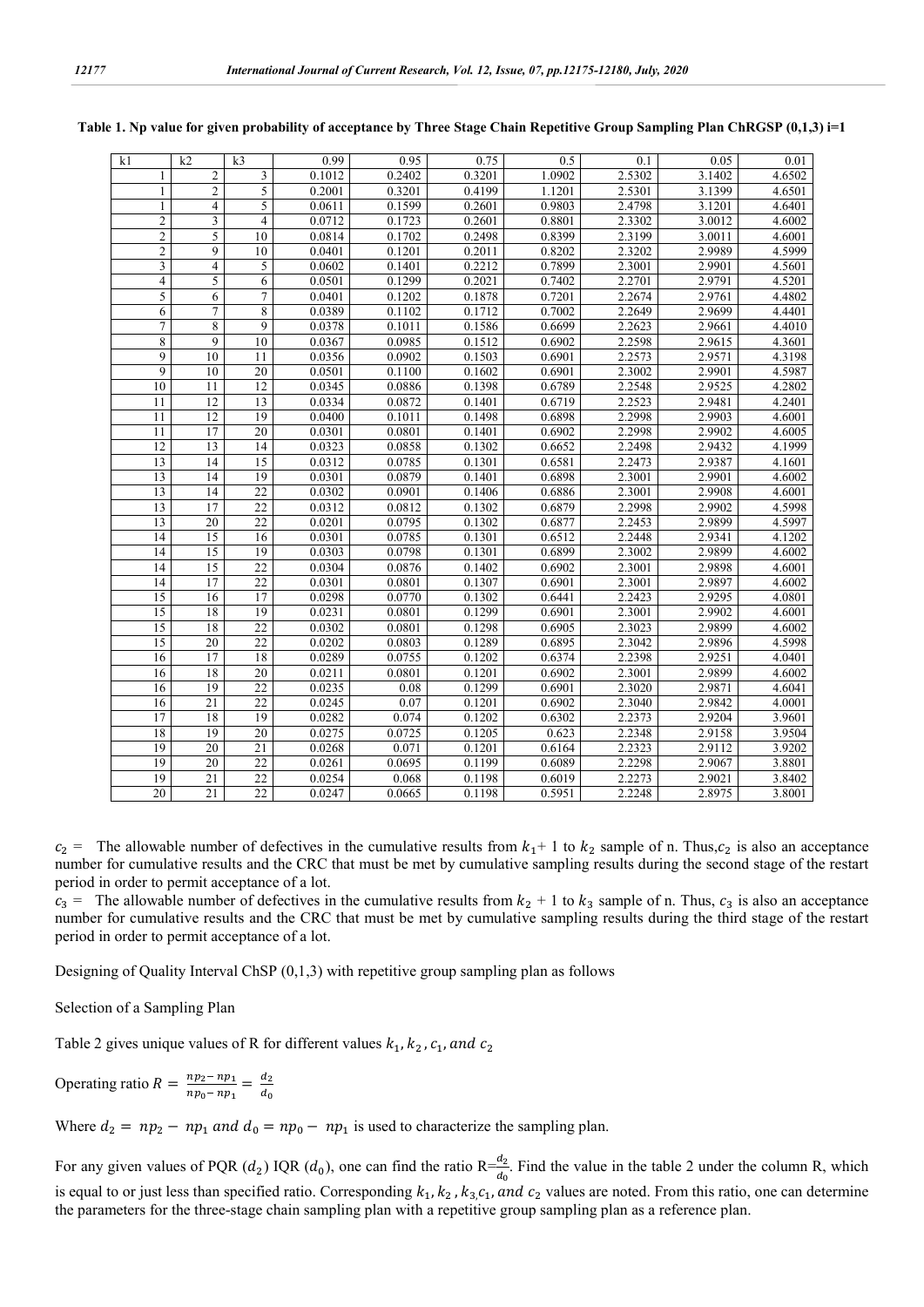**Table 1. Np value for given probability of acceptance by Three Stage Chain Repetitive Group Sampling Plan ChRGSP (0,1,3) i=1**

| k1 | k2 | k3 | 0.99 | 0.95 | 0.75 | 0.5 | 0.1 | 0.05 | 0.01 |
|---|---|---|---|---|---|---|---|---|---|
| 1 | 2 | 3 | 0.1012 | 0.2402 | 0.3201 | 1.0902 | 2.5302 | 3.1402 | 4.6502 |
| 1 | 2 | 5 | 0.2001 | 0.3201 | 0.4199 | 1.1201 | 2.5301 | 3.1399 | 4.6501 |
| 1 | 4 | 5 | 0.0611 | 0.1599 | 0.2601 | 0.9803 | 2.4798 | 3.1201 | 4.6401 |
| 2 | 3 | 4 | 0.0712 | 0.1723 | 0.2601 | 0.8801 | 2.3302 | 3.0012 | 4.6002 |
| 2 | 5 | 10 | 0.0814 | 0.1702 | 0.2498 | 0.8399 | 2.3199 | 3.0011 | 4.6001 |
| 2 | 9 | 10 | 0.0401 | 0.1201 | 0.2011 | 0.8202 | 2.3202 | 2.9989 | 4.5999 |
| 3 | 4 | 5 | 0.0602 | 0.1401 | 0.2212 | 0.7899 | 2.3001 | 2.9901 | 4.5601 |
| 4 | 5 | 6 | 0.0501 | 0.1299 | 0.2021 | 0.7402 | 2.2701 | 2.9791 | 4.5201 |
| 5 | 6 | 7 | 0.0401 | 0.1202 | 0.1878 | 0.7201 | 2.2674 | 2.9761 | 4.4802 |
| 6 | 7 | 8 | 0.0389 | 0.1102 | 0.1712 | 0.7002 | 2.2649 | 2.9699 | 4.4401 |
| 7 | 8 | 9 | 0.0378 | 0.1011 | 0.1586 | 0.6699 | 2.2623 | 2.9661 | 4.4010 |
| 8 | 9 | 10 | 0.0367 | 0.0985 | 0.1512 | 0.6902 | 2.2598 | 2.9615 | 4.3601 |
| 9 | 10 | 11 | 0.0356 | 0.0902 | 0.1503 | 0.6901 | 2.2573 | 2.9571 | 4.3198 |
| 9 | 10 | 20 | 0.0501 | 0.1100 | 0.1602 | 0.6901 | 2.3002 | 2.9901 | 4.5987 |
| 10 | 11 | 12 | 0.0345 | 0.0886 | 0.1398 | 0.6789 | 2.2548 | 2.9525 | 4.2802 |
| 11 | 12 | 13 | 0.0334 | 0.0872 | 0.1401 | 0.6719 | 2.2523 | 2.9481 | 4.2401 |
| 11 | 12 | 19 | 0.0400 | 0.1011 | 0.1498 | 0.6898 | 2.2998 | 2.9903 | 4.6001 |
| 11 | 17 | 20 | 0.0301 | 0.0801 | 0.1401 | 0.6902 | 2.2998 | 2.9902 | 4.6005 |
| 12 | 13 | 14 | 0.0323 | 0.0858 | 0.1302 | 0.6652 | 2.2498 | 2.9432 | 4.1999 |
| 13 | 14 | 15 | 0.0312 | 0.0785 | 0.1301 | 0.6581 | 2.2473 | 2.9387 | 4.1601 |
| 13 | 14 | 19 | 0.0301 | 0.0879 | 0.1401 | 0.6898 | 2.3001 | 2.9901 | 4.6002 |
| 13 | 14 | 22 | 0.0302 | 0.0901 | 0.1406 | 0.6886 | 2.3001 | 2.9908 | 4.6001 |
| 13 | 17 | 22 | 0.0312 | 0.0812 | 0.1302 | 0.6879 | 2.2998 | 2.9902 | 4.5998 |
| 13 | 20 | 22 | 0.0201 | 0.0795 | 0.1302 | 0.6877 | 2.2453 | 2.9899 | 4.5997 |
| 14 | 15 | 16 | 0.0301 | 0.0785 | 0.1301 | 0.6512 | 2.2448 | 2.9341 | 4.1202 |
| 14 | 15 | 19 | 0.0303 | 0.0798 | 0.1301 | 0.6899 | 2.3002 | 2.9899 | 4.6002 |
| 14 | 15 | 22 | 0.0304 | 0.0876 | 0.1402 | 0.6902 | 2.3001 | 2.9898 | 4.6001 |
| 14 | 17 | 22 | 0.0301 | 0.0801 | 0.1307 | 0.6901 | 2.3001 | 2.9897 | 4.6002 |
| 15 | 16 | 17 | 0.0298 | 0.0770 | 0.1302 | 0.6441 | 2.2423 | 2.9295 | 4.0801 |
| 15 | 18 | 19 | 0.0231 | 0.0801 | 0.1299 | 0.6901 | 2.3001 | 2.9902 | 4.6001 |
| 15 | 18 | 22 | 0.0302 | 0.0801 | 0.1298 | 0.6905 | 2.3023 | 2.9899 | 4.6002 |
| 15 | 20 | 22 | 0.0202 | 0.0803 | 0.1289 | 0.6895 | 2.3042 | 2.9896 | 4.5998 |
| 16 | 17 | 18 | 0.0289 | 0.0755 | 0.1202 | 0.6374 | 2.2398 | 2.9251 | 4.0401 |
| 16 | 18 | 20 | 0.0211 | 0.0801 | 0.1201 | 0.6902 | 2.3001 | 2.9899 | 4.6002 |
| 16 | 19 | 22 | 0.0235 | 0.08 | 0.1299 | 0.6901 | 2.3020 | 2.9871 | 4.6041 |
| 16 | 21 | 22 | 0.0245 | 0.07 | 0.1201 | 0.6902 | 2.3040 | 2.9842 | 4.0001 |
| 17 | 18 | 19 | 0.0282 | 0.074 | 0.1202 | 0.6302 | 2.2373 | 2.9204 | 3.9601 |
| 18 | 19 | 20 | 0.0275 | 0.0725 | 0.1205 | 0.623 | 2.2348 | 2.9158 | 3.9504 |
| 19 | 20 | 21 | 0.0268 | 0.071 | 0.1201 | 0.6164 | 2.2323 | 2.9112 | 3.9202 |
| 19 | 20 | 22 | 0.0261 | 0.0695 | 0.1199 | 0.6089 | 2.2298 | 2.9067 | 3.8801 |
| 19 | 21 | 22 | 0.0254 | 0.068 | 0.1198 | 0.6019 | 2.2273 | 2.9021 | 3.8402 |
| 20 | 21 | 22 | 0.0247 | 0.0665 | 0.1198 | 0.5951 | 2.2248 | 2.8975 | 3.8001 |

$c_2$ = The allowable number of defectives in the cumulative results from $k_1$+ 1 to $k_2$ sample of n. Thus, $c_2$ is also an acceptance number for cumulative results and the CRC that must be met by cumulative sampling results during the second stage of the restart period in order to permit acceptance of a lot.

$c_3$ = The allowable number of defectives in the cumulative results from $k_2$ + 1 to $k_3$ sample of n. Thus, $c_3$ is also an acceptance number for cumulative results and the CRC that must be met by cumulative sampling results during the third stage of the restart period in order to permit acceptance of a lot.

Designing of Quality Interval ChSP (0,1,3) with repetitive group sampling plan as follows

Selection of a Sampling Plan

Table 2 gives unique values of R for different values $k_1, k_2, c_1, and\ c_2$

Operating ratio $R = \frac{np_2 - np_1}{np_0 - np_1} = \frac{d_2}{d_0}$

Where $d_2 = np_2 - np_1$ and $d_0 = np_0 - np_1$ is used to characterize the sampling plan.

For any given values of PQR ($d_2$) IQR ($d_0$), one can find the ratio R=$\frac{d_2}{d_0}$. Find the value in the table 2 under the column R, which is equal to or just less than specified ratio. Corresponding $k_1, k_2, k_3, c_1, and\ c_2$ values are noted. From this ratio, one can determine the parameters for the three-stage chain sampling plan with a repetitive group sampling plan as a reference plan.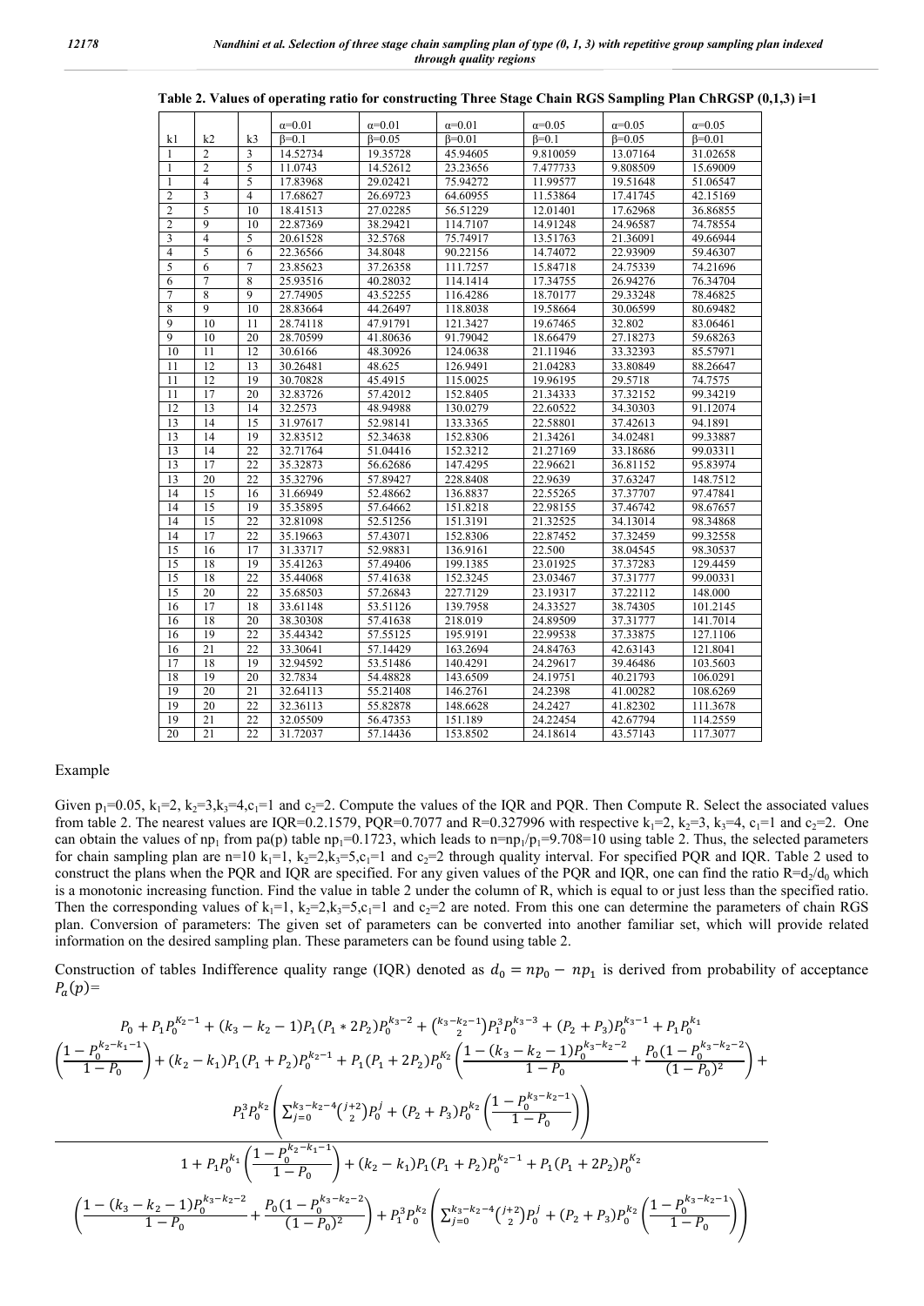**Table 2. Values of operating ratio for constructing Three Stage Chain RGS Sampling Plan ChRGSP (0,1,3) i=1**

| k1 | k2 | k3 | α=0.01 β=0.1 | α=0.01 β=0.05 | α=0.01 β=0.01 | α=0.05 β=0.1 | α=0.05 β=0.05 | α=0.05 β=0.01 |
|---|---|---|---|---|---|---|---|---|
| 1 | 2 | 3 | 14.52734 | 19.35728 | 45.94605 | 9.810059 | 13.07164 | 31.02658 |
| 1 | 2 | 5 | 11.0743 | 14.52612 | 23.23656 | 7.477733 | 9.808509 | 15.69009 |
| 1 | 4 | 5 | 17.83968 | 29.02421 | 75.94272 | 11.99577 | 19.51648 | 51.06547 |
| 2 | 3 | 4 | 17.68627 | 26.69723 | 64.60955 | 11.53864 | 17.41745 | 42.15169 |
| 2 | 5 | 10 | 18.41513 | 27.02285 | 56.51229 | 12.01401 | 17.62968 | 36.86855 |
| 2 | 9 | 10 | 22.87369 | 38.29421 | 114.7107 | 14.91248 | 24.96587 | 74.78554 |
| 3 | 4 | 5 | 20.61528 | 32.5768 | 75.74917 | 13.51763 | 21.36091 | 49.66944 |
| 4 | 5 | 6 | 22.36566 | 34.8048 | 90.22156 | 14.74072 | 22.93909 | 59.46307 |
| 5 | 6 | 7 | 23.85623 | 37.26358 | 111.7257 | 15.84718 | 24.75339 | 74.21696 |
| 6 | 7 | 8 | 25.93516 | 40.28032 | 114.1414 | 17.34755 | 26.94276 | 76.34704 |
| 7 | 8 | 9 | 27.74905 | 43.52255 | 116.4286 | 18.70177 | 29.33248 | 78.46825 |
| 8 | 9 | 10 | 28.83664 | 44.26497 | 118.8038 | 19.58664 | 30.06599 | 80.69482 |
| 9 | 10 | 11 | 28.74118 | 47.91791 | 121.3427 | 19.67465 | 32.802 | 83.06461 |
| 9 | 10 | 20 | 28.70599 | 41.80636 | 91.79042 | 18.66479 | 27.18273 | 59.68263 |
| 10 | 11 | 12 | 30.6166 | 48.30926 | 124.0638 | 21.11946 | 33.32393 | 85.57971 |
| 11 | 12 | 13 | 30.26481 | 48.625 | 126.9491 | 21.04283 | 33.80849 | 88.26647 |
| 11 | 12 | 19 | 30.70828 | 45.4915 | 115.0025 | 19.96195 | 29.5718 | 74.7575 |
| 11 | 17 | 20 | 32.83726 | 57.42012 | 152.8405 | 21.34333 | 37.32152 | 99.34219 |
| 12 | 13 | 14 | 32.2573 | 48.94988 | 130.0279 | 22.60522 | 34.30303 | 91.12074 |
| 13 | 14 | 15 | 31.97617 | 52.98141 | 133.3365 | 22.58801 | 37.42613 | 94.1891 |
| 13 | 14 | 19 | 32.83512 | 52.34638 | 152.8306 | 21.34261 | 34.02481 | 99.33887 |
| 13 | 14 | 22 | 32.71764 | 51.04416 | 152.3212 | 21.27169 | 33.18686 | 99.03311 |
| 13 | 17 | 22 | 35.32873 | 56.62686 | 147.4295 | 22.96621 | 36.81152 | 95.83974 |
| 13 | 20 | 22 | 35.32796 | 57.89427 | 228.8408 | 22.9639 | 37.63247 | 148.7512 |
| 14 | 15 | 16 | 31.66949 | 52.48662 | 136.8837 | 22.55265 | 37.37707 | 97.47841 |
| 14 | 15 | 19 | 35.35895 | 57.64662 | 151.8218 | 22.98155 | 37.46742 | 98.67657 |
| 14 | 15 | 22 | 32.81098 | 52.51256 | 151.3191 | 21.32525 | 34.13014 | 98.34868 |
| 14 | 17 | 22 | 35.19663 | 57.43071 | 152.8306 | 22.87452 | 37.32459 | 99.32558 |
| 15 | 16 | 17 | 31.33717 | 52.98831 | 136.9161 | 22.500 | 38.04545 | 98.30537 |
| 15 | 18 | 19 | 35.41263 | 57.49406 | 199.1385 | 23.01925 | 37.37283 | 129.4459 |
| 15 | 18 | 22 | 35.44068 | 57.41638 | 152.3245 | 23.03467 | 37.31777 | 99.00331 |
| 15 | 20 | 22 | 35.68503 | 57.26843 | 227.7129 | 23.19317 | 37.22112 | 148.000 |
| 16 | 17 | 18 | 33.61148 | 53.51126 | 139.7958 | 24.33527 | 38.74305 | 101.2145 |
| 16 | 18 | 20 | 38.30308 | 57.41638 | 218.019 | 24.89509 | 37.31777 | 141.7014 |
| 16 | 19 | 22 | 35.44342 | 57.55125 | 195.9191 | 22.99538 | 37.33875 | 127.1106 |
| 16 | 21 | 22 | 33.30641 | 57.14429 | 163.2694 | 24.84763 | 42.63143 | 121.8041 |
| 17 | 18 | 19 | 32.94592 | 53.51486 | 140.4291 | 24.29617 | 39.46486 | 103.5603 |
| 18 | 19 | 20 | 32.7834 | 54.48828 | 143.6509 | 24.19751 | 40.21793 | 106.0291 |
| 19 | 20 | 21 | 32.64113 | 55.21408 | 146.2761 | 24.2398 | 41.00282 | 108.6269 |
| 19 | 20 | 22 | 32.36113 | 55.82878 | 148.6628 | 24.2427 | 41.82302 | 111.3678 |
| 19 | 21 | 22 | 32.05509 | 56.47353 | 151.189 | 24.22454 | 42.67794 | 114.2559 |
| 20 | 21 | 22 | 31.72037 | 57.14436 | 153.8502 | 24.18614 | 43.57143 | 117.3077 |

Example

Given $p_1$=0.05, $k_1$=2, $k_2$=3,$k_3$=4,$c_1$=1 and $c_2$=2. Compute the values of the IQR and PQR. Then Compute R. Select the associated values from table 2. The nearest values are IQR=0.2.1579, PQR=0.7077 and R=0.327996 with respective $k_1$=2, $k_2$=3, $k_3$=4, $c_1$=1 and $c_2$=2. One can obtain the values of $np_1$ from pa(p) table $np_1$=0.1723, which leads to n=$np_1$/$p_1$=9.708=10 using table 2. Thus, the selected parameters for chain sampling plan are n=10 $k_1$=1, $k_2$=2,$k_3$=5,$c_1$=1 and $c_2$=2 through quality interval. For specified PQR and IQR. Table 2 used to construct the plans when the PQR and IQR are specified. For any given values of the PQR and IQR, one can find the ratio R=$d_2$/$d_0$ which is a monotonic increasing function. Find the value in table 2 under the column of R, which is equal to or just less than the specified ratio. Then the corresponding values of $k_1$=1, $k_2$=2,$k_3$=5,$c_1$=1 and $c_2$=2 are noted. From this one can determine the parameters of chain RGS plan. Conversion of parameters: The given set of parameters can be converted into another familiar set, which will provide related information on the desired sampling plan. These parameters can be found using table 2.

Construction of tables Indifference quality range (IQR) denoted as $d_0 = np_0 - np_1$ is derived from probability of acceptance $P_a(p)$=

$$
\frac{\begin{array}{c} P_0 + P_1 P_0^{K_2-1} + (k_3-k_2-1)P_1(P_1 * 2P_2)P_0^{k_3-2} + \binom{k_3-k_2-1}{2}P_1^3 P_0^{k_3-3} + (P_2+P_3)P_0^{k_3-1} + P_1 P_0^{k_1} \\ \left(\frac{1-P_0^{k_2-k_1-1}}{1-P_0}\right) + (k_2-k_1)P_1(P_1+P_2)P_0^{k_2-1} + P_1(P_1+2P_2)P_0^{K_2}\left(\frac{1-(k_3-k_2-1)P_0^{k_3-k_2-2}}{1-P_0} + \frac{P_0(1-P_0^{k_3-k_2-2})}{(1-P_0)^2}\right) + \\ P_1^3 P_0^{k_2}\left(\sum_{j=0}^{k_3-k_2-4}\binom{j+2}{2}P_0^j + (P_2+P_3)P_0^{k_2}\left(\frac{1-P_0^{k_3-k_2-1}}{1-P_0}\right)\right) \end{array}}{\begin{array}{c} 1 + P_1 P_0^{k_1}\left(\frac{1-P_0^{k_2-k_1-1}}{1-P_0}\right) + (k_2-k_1)P_1(P_1+P_2)P_0^{k_2-1} + P_1(P_1+2P_2)P_0^{K_2} \\ \left(\frac{1-(k_3-k_2-1)P_0^{k_3-k_2-2}}{1-P_0} + \frac{P_0(1-P_0^{k_3-k_2-2})}{(1-P_0)^2}\right) + P_1^3 P_0^{k_2}\left(\sum_{j=0}^{k_3-k_2-4}\binom{j+2}{2}P_0^j + (P_2+P_3)P_0^{k_2}\left(\frac{1-P_0^{k_3-k_2-1}}{1-P_0}\right)\right) \end{array}}
$$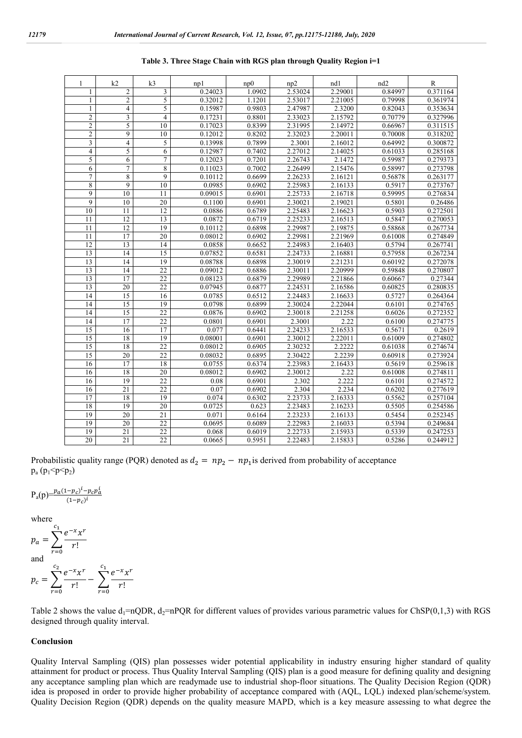**Table 3. Three Stage Chain with RGS plan through Quality Region i=1**

| 1 | k2 | k3 | np1 | np0 | np2 | nd1 | nd2 | R |
|---|---|---|---|---|---|---|---|---|
| 1 | 2 | 3 | 0.24023 | 1.0902 | 2.53024 | 2.29001 | 0.84997 | 0.371164 |
| 1 | 2 | 5 | 0.32012 | 1.1201 | 2.53017 | 2.21005 | 0.79998 | 0.361974 |
| 1 | 4 | 5 | 0.15987 | 0.9803 | 2.47987 | 2.3200 | 0.82043 | 0.353634 |
| 2 | 3 | 4 | 0.17231 | 0.8801 | 2.33023 | 2.15792 | 0.70779 | 0.327996 |
| 2 | 5 | 10 | 0.17023 | 0.8399 | 2.31995 | 2.14972 | 0.66967 | 0.311515 |
| 2 | 9 | 10 | 0.12012 | 0.8202 | 2.32023 | 2.20011 | 0.70008 | 0.318202 |
| 3 | 4 | 5 | 0.13998 | 0.7899 | 2.3001 | 2.16012 | 0.64992 | 0.300872 |
| 4 | 5 | 6 | 0.12987 | 0.7402 | 2.27012 | 2.14025 | 0.61033 | 0.285168 |
| 5 | 6 | 7 | 0.12023 | 0.7201 | 2.26743 | 2.1472 | 0.59987 | 0.279373 |
| 6 | 7 | 8 | 0.11023 | 0.7002 | 2.26499 | 2.15476 | 0.58997 | 0.273798 |
| 7 | 8 | 9 | 0.10112 | 0.6699 | 2.26233 | 2.16121 | 0.56878 | 0.263177 |
| 8 | 9 | 10 | 0.0985 | 0.6902 | 2.25983 | 2.16133 | 0.5917 | 0.273767 |
| 9 | 10 | 11 | 0.09015 | 0.6901 | 2.25733 | 2.16718 | 0.59995 | 0.276834 |
| 9 | 10 | 20 | 0.1100 | 0.6901 | 2.30021 | 2.19021 | 0.5801 | 0.26486 |
| 10 | 11 | 12 | 0.0886 | 0.6789 | 2.25483 | 2.16623 | 0.5903 | 0.272501 |
| 11 | 12 | 13 | 0.0872 | 0.6719 | 2.25233 | 2.16513 | 0.5847 | 0.270053 |
| 11 | 12 | 19 | 0.10112 | 0.6898 | 2.29987 | 2.19875 | 0.58868 | 0.267734 |
| 11 | 17 | 20 | 0.08012 | 0.6902 | 2.29981 | 2.21969 | 0.61008 | 0.274849 |
| 12 | 13 | 14 | 0.0858 | 0.6652 | 2.24983 | 2.16403 | 0.5794 | 0.267741 |
| 13 | 14 | 15 | 0.07852 | 0.6581 | 2.24733 | 2.16881 | 0.57958 | 0.267234 |
| 13 | 14 | 19 | 0.08788 | 0.6898 | 2.30019 | 2.21231 | 0.60192 | 0.272078 |
| 13 | 14 | 22 | 0.09012 | 0.6886 | 2.30011 | 2.20999 | 0.59848 | 0.270807 |
| 13 | 17 | 22 | 0.08123 | 0.6879 | 2.29989 | 2.21866 | 0.60667 | 0.27344 |
| 13 | 20 | 22 | 0.07945 | 0.6877 | 2.24531 | 2.16586 | 0.60825 | 0.280835 |
| 14 | 15 | 16 | 0.0785 | 0.6512 | 2.24483 | 2.16633 | 0.5727 | 0.264364 |
| 14 | 15 | 19 | 0.0798 | 0.6899 | 2.30024 | 2.22044 | 0.6101 | 0.274765 |
| 14 | 15 | 22 | 0.0876 | 0.6902 | 2.30018 | 2.21258 | 0.6026 | 0.272352 |
| 14 | 17 | 22 | 0.0801 | 0.6901 | 2.3001 | 2.22 | 0.6100 | 0.274775 |
| 15 | 16 | 17 | 0.077 | 0.6441 | 2.24233 | 2.16533 | 0.5671 | 0.2619 |
| 15 | 18 | 19 | 0.08001 | 0.6901 | 2.30012 | 2.22011 | 0.61009 | 0.274802 |
| 15 | 18 | 22 | 0.08012 | 0.6905 | 2.30232 | 2.2222 | 0.61038 | 0.274674 |
| 15 | 20 | 22 | 0.08032 | 0.6895 | 2.30422 | 2.2239 | 0.60918 | 0.273924 |
| 16 | 17 | 18 | 0.0755 | 0.6374 | 2.23983 | 2.16433 | 0.5619 | 0.259618 |
| 16 | 18 | 20 | 0.08012 | 0.6902 | 2.30012 | 2.22 | 0.61008 | 0.274811 |
| 16 | 19 | 22 | 0.08 | 0.6901 | 2.302 | 2.222 | 0.6101 | 0.274572 |
| 16 | 21 | 22 | 0.07 | 0.6902 | 2.304 | 2.234 | 0.6202 | 0.277619 |
| 17 | 18 | 19 | 0.074 | 0.6302 | 2.23733 | 2.16333 | 0.5562 | 0.257104 |
| 18 | 19 | 20 | 0.0725 | 0.623 | 2.23483 | 2.16233 | 0.5505 | 0.254586 |
| 19 | 20 | 21 | 0.071 | 0.6164 | 2.23233 | 2.16133 | 0.5454 | 0.252345 |
| 19 | 20 | 22 | 0.0695 | 0.6089 | 2.22983 | 2.16033 | 0.5394 | 0.249684 |
| 19 | 21 | 22 | 0.068 | 0.6019 | 2.22733 | 2.15933 | 0.5339 | 0.247253 |
| 20 | 21 | 22 | 0.0665 | 0.5951 | 2.22483 | 2.15833 | 0.5286 | 0.244912 |

Probabilistic quality range (PQR) denoted as $d_2 = np_2 - np_1$ is derived from probability of acceptance $p_a$ ($p_1<p<p_2$)

$$P_a(p) = \frac{p_a(1-p_c)^i - p_c p_a^i}{(1-p_c)^i}$$

where

$$p_a = \sum_{r=0}^{c_1} \frac{e^{-x}x^r}{r!}$$

and

$$p_c = \sum_{r=0}^{c_2} \frac{e^{-x}x^r}{r!} - \sum_{r=0}^{c_1} \frac{e^{-x}x^r}{r!}$$

Table 2 shows the value $d_1$=nQDR, $d_2$=nPQR for different values of provides various parametric values for ChSP(0,1,3) with RGS designed through quality interval.

## Conclusion

Quality Interval Sampling (QIS) plan possesses wider potential applicability in industry ensuring higher standard of quality attainment for product or process. Thus Quality Interval Sampling (QIS) plan is a good measure for defining quality and designing any acceptance sampling plan which are readymade use to industrial shop-floor situations. The Quality Decision Region (QDR) idea is proposed in order to provide higher probability of acceptance compared with (AQL, LQL) indexed plan/scheme/system. Quality Decision Region (QDR) depends on the quality measure MAPD, which is a key measure assessing to what degree the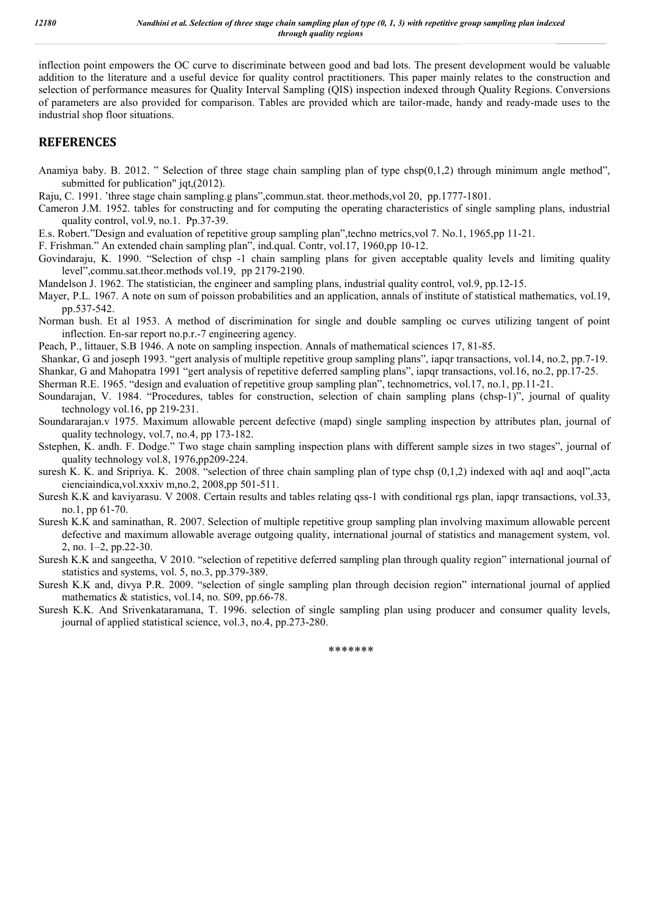inflection point empowers the OC curve to discriminate between good and bad lots. The present development would be valuable addition to the literature and a useful device for quality control practitioners. This paper mainly relates to the construction and selection of performance measures for Quality Interval Sampling (QIS) inspection indexed through Quality Regions. Conversions of parameters are also provided for comparison. Tables are provided which are tailor-made, handy and ready-made uses to the industrial shop floor situations.

## REFERENCES

Anamiya baby. B. 2012. " Selection of three stage chain sampling plan of type chsp(0,1,2) through minimum angle method", submitted for publication" jqt,(2012).

Raju, C. 1991. 'three stage chain sampling.g plans",commun.stat. theor.methods,vol 20, pp.1777-1801.

Cameron J.M. 1952. tables for constructing and for computing the operating characteristics of single sampling plans, industrial quality control, vol.9, no.1. Pp.37-39.

E.s. Robert."Design and evaluation of repetitive group sampling plan",techno metrics,vol 7. No.1, 1965,pp 11-21.

F. Frishman." An extended chain sampling plan", ind.qual. Contr, vol.17, 1960,pp 10-12.

Govindaraju, K. 1990. "Selection of chsp -1 chain sampling plans for given acceptable quality levels and limiting quality level",commu.sat.theor.methods vol.19, pp 2179-2190.

Mandelson J. 1962. The statistician, the engineer and sampling plans, industrial quality control, vol.9, pp.12-15.

Mayer, P.L. 1967. A note on sum of poisson probabilities and an application, annals of institute of statistical mathematics, vol.19, pp.537-542.

Norman bush. Et al 1953. A method of discrimination for single and double sampling oc curves utilizing tangent of point inflection. En-sar report no.p.r.-7 engineering agency.

Peach, P., littauer, S.B 1946. A note on sampling inspection. Annals of mathematical sciences 17, 81-85.

Shankar, G and joseph 1993. "gert analysis of multiple repetitive group sampling plans", iapqr transactions, vol.14, no.2, pp.7-19.

Shankar, G and Mahopatra 1991 "gert analysis of repetitive deferred sampling plans", iapqr transactions, vol.16, no.2, pp.17-25.

Sherman R.E. 1965. "design and evaluation of repetitive group sampling plan", technometrics, vol.17, no.1, pp.11-21.

Soundarajan, V. 1984. "Procedures, tables for construction, selection of chain sampling plans (chsp-1)", journal of quality technology vol.16, pp 219-231.

Soundararajan.v 1975. Maximum allowable percent defective (mapd) single sampling inspection by attributes plan, journal of quality technology, vol.7, no.4, pp 173-182.

Sstephen, K. andh. F. Dodge." Two stage chain sampling inspection plans with different sample sizes in two stages", journal of quality technology vol.8, 1976,pp209-224.

suresh K. K. and Sripriya. K. 2008. "selection of three chain sampling plan of type chsp (0,1,2) indexed with aql and aoql",acta cienciaindica,vol.xxxiv m,no.2, 2008,pp 501-511.

Suresh K.K and kaviyarasu. V 2008. Certain results and tables relating qss-1 with conditional rgs plan, iapqr transactions, vol.33, no.1, pp 61-70.

Suresh K.K and saminathan, R. 2007. Selection of multiple repetitive group sampling plan involving maximum allowable percent defective and maximum allowable average outgoing quality, international journal of statistics and management system, vol. 2, no. 1–2, pp.22-30.

Suresh K.K and sangeetha, V 2010. "selection of repetitive deferred sampling plan through quality region" international journal of statistics and systems, vol. 5, no.3, pp.379-389.

Suresh K.K and, divya P.R. 2009. "selection of single sampling plan through decision region" international journal of applied mathematics & statistics, vol.14, no. S09, pp.66-78.

Suresh K.K. And Srivenkataramana, T. 1996. selection of single sampling plan using producer and consumer quality levels, journal of applied statistical science, vol.3, no.4, pp.273-280.

*******